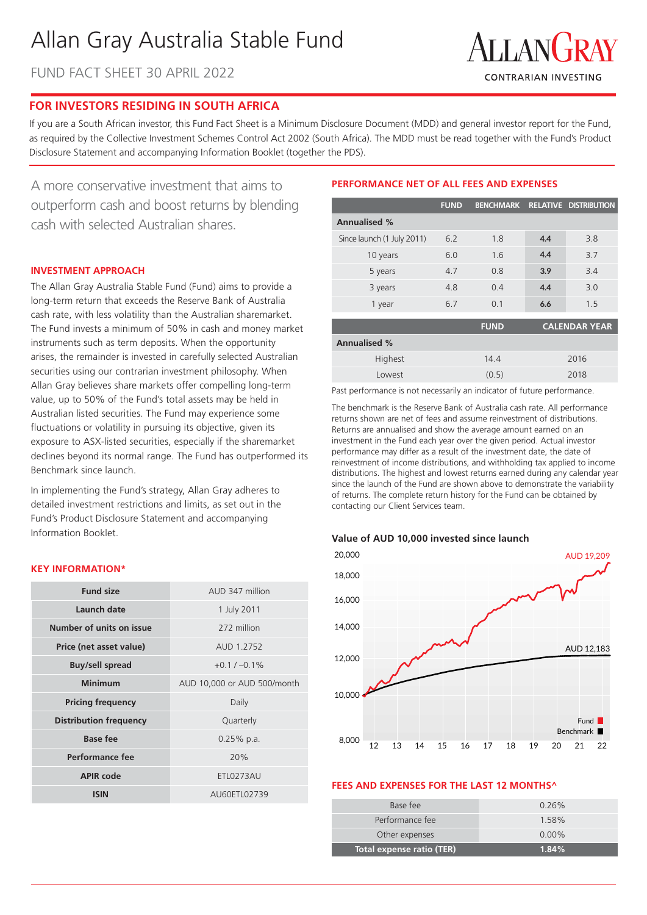# Allan Gray Australia Stable Fund

FUND FACT SHEET 30 APRIL 2022

ALLANGRAY
CONTRARIAN INVESTING

## FOR INVESTORS RESIDING IN SOUTH AFRICA

If you are a South African investor, this Fund Fact Sheet is a Minimum Disclosure Document (MDD) and general investor report for the Fund, as required by the Collective Investment Schemes Control Act 2002 (South Africa). The MDD must be read together with the Fund's Product Disclosure Statement and accompanying Information Booklet (together the PDS).

A more conservative investment that aims to outperform cash and boost returns by blending cash with selected Australian shares.

### INVESTMENT APPROACH

The Allan Gray Australia Stable Fund (Fund) aims to provide a long-term return that exceeds the Reserve Bank of Australia cash rate, with less volatility than the Australian sharemarket. The Fund invests a minimum of 50% in cash and money market instruments such as term deposits. When the opportunity arises, the remainder is invested in carefully selected Australian securities using our contrarian investment philosophy. When Allan Gray believes share markets offer compelling long-term value, up to 50% of the Fund's total assets may be held in Australian listed securities. The Fund may experience some fluctuations or volatility in pursuing its objective, given its exposure to ASX-listed securities, especially if the sharemarket declines beyond its normal range. The Fund has outperformed its Benchmark since launch.

In implementing the Fund's strategy, Allan Gray adheres to detailed investment restrictions and limits, as set out in the Fund's Product Disclosure Statement and accompanying Information Booklet.

### KEY INFORMATION*

| | |
|---|---|
| **Fund size** | AUD 347 million |
| **Launch date** | 1 July 2011 |
| **Number of units on issue** | 272 million |
| **Price (net asset value)** | AUD 1.2752 |
| **Buy/sell spread** | +0.1 / –0.1% |
| **Minimum** | AUD 10,000 or AUD 500/month |
| **Pricing frequency** | Daily |
| **Distribution frequency** | Quarterly |
| **Base fee** | 0.25% p.a. |
| **Performance fee** | 20% |
| **APIR code** | ETL0273AU |
| **ISIN** | AU60ETL02739 |

### PERFORMANCE NET OF ALL FEES AND EXPENSES

| | FUND | BENCHMARK | RELATIVE | DISTRIBUTION |
|---|---|---|---|---|
| **Annualised %** | | | | |
| Since launch (1 July 2011) | 6.2 | 1.8 | **4.4** | 3.8 |
| 10 years | 6.0 | 1.6 | **4.4** | 3.7 |
| 5 years | 4.7 | 0.8 | **3.9** | 3.4 |
| 3 years | 4.8 | 0.4 | **4.4** | 3.0 |
| 1 year | 6.7 | 0.1 | **6.6** | 1.5 |

| | FUND | CALENDAR YEAR |
|---|---|---|
| **Annualised %** | | |
| Highest | 14.4 | 2016 |
| Lowest | (0.5) | 2018 |

Past performance is not necessarily an indicator of future performance.

The benchmark is the Reserve Bank of Australia cash rate. All performance returns shown are net of fees and assume reinvestment of distributions. Returns are annualised and show the average amount earned on an investment in the Fund each year over the given period. Actual investor performance may differ as a result of the investment date, the date of reinvestment of income distributions, and withholding tax applied to income distributions. The highest and lowest returns earned during any calendar year since the launch of the Fund are shown above to demonstrate the variability of returns. The complete return history for the Fund can be obtained by contacting our Client Services team.

**Value of AUD 10,000 invested since launch**

Fund: AUD 19,209; Benchmark: AUD 12,183

### FEES AND EXPENSES FOR THE LAST 12 MONTHS^

| | |
|---|---|
| Base fee | 0.26% |
| Performance fee | 1.58% |
| Other expenses | 0.00% |
| **Total expense ratio (TER)** | **1.84%** |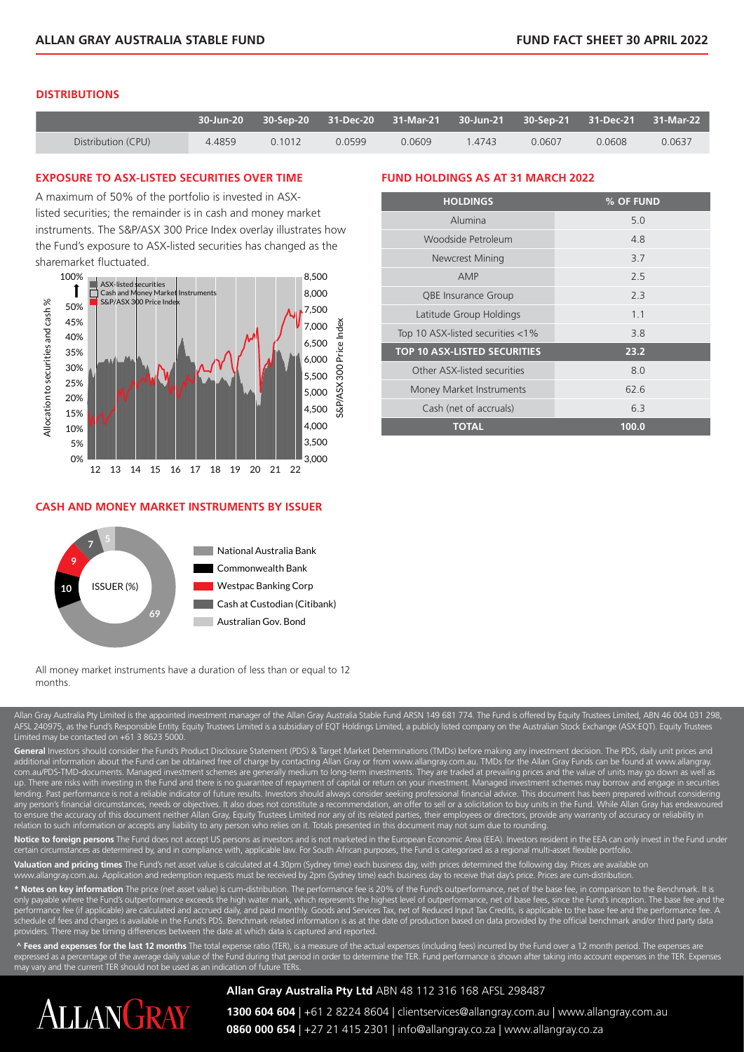## DISTRIBUTIONS

| | 30-Jun-20 | 30-Sep-20 | 31-Dec-20 | 31-Mar-21 | 30-Jun-21 | 30-Sep-21 | 31-Dec-21 | 31-Mar-22 |
|---|---|---|---|---|---|---|---|---|
| Distribution (CPU) | 4.4859 | 0.1012 | 0.0599 | 0.0609 | 1.4743 | 0.0607 | 0.0608 | 0.0637 |

## EXPOSURE TO ASX-LISTED SECURITIES OVER TIME

A maximum of 50% of the portfolio is invested in ASX-listed securities; the remainder is in cash and money market instruments. The S&P/ASX 300 Price Index overlay illustrates how the Fund's exposure to ASX-listed securities has changed as the sharemarket fluctuated.

ASX-listed securities
Cash and Money Market Instruments
S&P/ASX 300 Price Index

Allocation to securities and cash %
100%
50%
45%
40%
35%
30%
25%
20%
15%
10%
5%
0%

S&P/ASX300 Price Index
8,500
8,000
7,500
7,000
6,500
6,000
5,500
5,000
4,500
4,000
3,500
3,000

12 13 14 15 16 17 18 19 20 21 22

## FUND HOLDINGS AS AT 31 MARCH 2022

| HOLDINGS | % OF FUND |
|---|---|
| Alumina | 5.0 |
| Woodside Petroleum | 4.8 |
| Newcrest Mining | 3.7 |
| AMP | 2.5 |
| QBE Insurance Group | 2.3 |
| Latitude Group Holdings | 1.1 |
| Top 10 ASX-listed securities <1% | 3.8 |
| **TOP 10 ASX-LISTED SECURITIES** | **23.2** |
| Other ASX-listed securities | 8.0 |
| Money Market Instruments | 62.6 |
| Cash (net of accruals) | 6.3 |
| **TOTAL** | **100.0** |

## CASH AND MONEY MARKET INSTRUMENTS BY ISSUER

ISSUER (%)
69
10
9
7
5

National Australia Bank
Commonwealth Bank
Westpac Banking Corp
Cash at Custodian (Citibank)
Australian Gov. Bond

All money market instruments have a duration of less than or equal to 12 months.

Allan Gray Australia Pty Limited is the appointed investment manager of the Allan Gray Australia Stable Fund ARSN 149 681 774. The Fund is offered by Equity Trustees Limited, ABN 46 004 031 298, AFSL 240975, as the Fund's Responsible Entity. Equity Trustees Limited is a subsidiary of EQT Holdings Limited, a publicly listed company on the Australian Stock Exchange (ASX:EQT). Equity Trustees Limited may be contacted on +61 3 8623 5000.

**General** Investors should consider the Fund's Product Disclosure Statement (PDS) & Target Market Determinations (TMDs) before making any investment decision. The PDS, daily unit prices and additional information about the Fund can be obtained free of charge by contacting Allan Gray or from www.allangray.com.au. TMDs for the Allan Gray Funds can be found at www.allangray.com.au/PDS-TMD-documents. Managed investment schemes are generally medium to long-term investments. They are traded at prevailing prices and the value of units may go down as well as up. There are risks with investing in the Fund and there is no guarantee of repayment of capital or return on your investment. Managed investment schemes may borrow and engage in securities lending. Past performance is not a reliable indicator of future results. Investors should always consider seeking professional financial advice. This document has been prepared without considering any person's financial circumstances, needs or objectives. It also does not constitute a recommendation, an offer to sell or a solicitation to buy units in the Fund. While Allan Gray has endeavoured to ensure the accuracy of this document neither Allan Gray, Equity Trustees Limited nor any of its related parties, their employees or directors, provide any warranty of accuracy or reliability in relation to such information or accepts any liability to any person who relies on it. Totals presented in this document may not sum due to rounding.

**Notice to foreign persons** The Fund does not accept US persons as investors and is not marketed in the European Economic Area (EEA). Investors resident in the EEA can only invest in the Fund under certain circumstances as determined by, and in compliance with, applicable law. For South African purposes, the Fund is categorised as a regional multi-asset flexible portfolio.

**Valuation and pricing times** The Fund's net asset value is calculated at 4.30pm (Sydney time) each business day, with prices determined the following day. Prices are available on www.allangray.com.au. Application and redemption requests must be received by 2pm (Sydney time) each business day to receive that day's price. Prices are cum-distribution.

**\* Notes on key information** The price (net asset value) is cum-distribution. The performance fee is 20% of the Fund's outperformance, net of the base fee, in comparison to the Benchmark. It is only payable where the Fund's outperformance exceeds the high water mark, which represents the highest level of outperformance, net of base fees, since the Fund's inception. The base fee and the performance fee (if applicable) are calculated and accrued daily, and paid monthly. Goods and Services Tax, net of Reduced Input Tax Credits, is applicable to the base fee and the performance fee. A schedule of fees and charges is available in the Fund's PDS. Benchmark related information is as at the date of production based on data provided by the official benchmark and/or third party data providers. There may be timing differences between the date at which data is captured and reported.

**^ Fees and expenses for the last 12 months** The total expense ratio (TER), is a measure of the actual expenses (including fees) incurred by the Fund over a 12 month period. The expenses are expressed as a percentage of the average daily value of the Fund during that period in order to determine the TER. Fund performance is shown after taking into account expenses in the TER. Expenses may vary and the current TER should not be used as an indication of future TERs.

ALLANGRAY

**Allan Gray Australia Pty Ltd** ABN 48 112 316 168 AFSL 298487

**1300 604 604** | +61 2 8224 8604 | clientservices@allangray.com.au | www.allangray.com.au
**0860 000 654** | +27 21 415 2301 | info@allangray.co.za | www.allangray.co.za